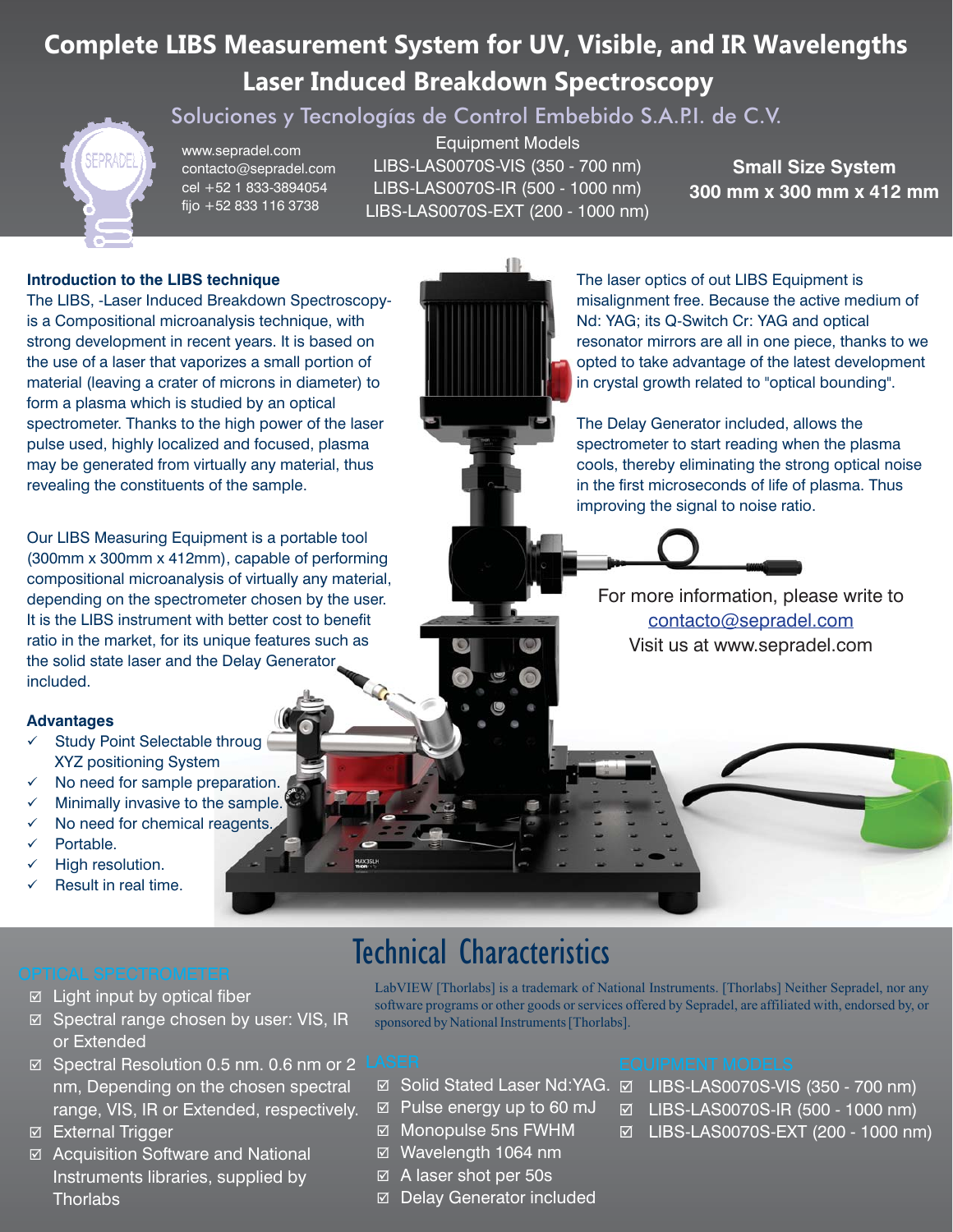# Complete LIBS Measurement System for UV, Visible, and IR Wavelengths

## Laser Induced Breakdown Spectroscopy

Soluciones y Tecnologías de Control Embebido S.A.P.I. de C.V.

www.sepradel.com
contacto@sepradel.com
cel +52 1 833-3894054
fijo +52 833 116 3738

Equipment Models
LIBS-LAS0070S-VIS (350 - 700 nm)
LIBS-LAS0070S-IR (500 - 1000 nm)
LIBS-LAS0070S-EXT (200 - 1000 nm)

**Small Size System**
**300 mm x 300 mm x 412 mm**

**Introduction to the LIBS technique**

The LIBS, -Laser Induced Breakdown Spectroscopy- is a Compositional microanalysis technique, with strong development in recent years. It is based on the use of a laser that vaporizes a small portion of material (leaving a crater of microns in diameter) to form a plasma which is studied by an optical spectrometer. Thanks to the high power of the laser pulse used, highly localized and focused, plasma may be generated from virtually any material, thus revealing the constituents of the sample.

Our LIBS Measuring Equipment is a portable tool (300mm x 300mm x 412mm), capable of performing compositional microanalysis of virtually any material, depending on the spectrometer chosen by the user. It is the LIBS instrument with better cost to benefit ratio in the market, for its unique features such as the solid state laser and the Delay Generator included.

**Advantages**

- ✓ Study Point Selectable throug XYZ positioning System
- ✓ No need for sample preparation.
- ✓ Minimally invasive to the sample.
- ✓ No need for chemical reagents.
- ✓ Portable.
- ✓ High resolution.
- ✓ Result in real time.

The laser optics of out LIBS Equipment is misalignment free. Because the active medium of Nd: YAG; its Q-Switch Cr: YAG and optical resonator mirrors are all in one piece, thanks to we opted to take advantage of the latest development in crystal growth related to "optical bounding".

The Delay Generator included, allows the spectrometer to start reading when the plasma cools, thereby eliminating the strong optical noise in the first microseconds of life of plasma. Thus improving the signal to noise ratio.

For more information, please write to
contacto@sepradel.com
Visit us at www.sepradel.com

## Technical Characteristics

LabVIEW [Thorlabs] is a trademark of National Instruments. [Thorlabs] Neither Sepradel, nor any software programs or other goods or services offered by Sepradel, are affiliated with, endorsed by, or sponsored by National Instruments [Thorlabs].

### OPTICAL SPECTROMETER

- ☑ Light input by optical fiber
- ☑ Spectral range chosen by user: VIS, IR or Extended
- ☑ Spectral Resolution 0.5 nm. 0.6 nm or 2 nm, Depending on the chosen spectral range, VIS, IR or Extended, respectively.
- ☑ External Trigger
- ☑ Acquisition Software and National Instruments libraries, supplied by Thorlabs

### LASER

- ☑ Solid Stated Laser Nd:YAG.
- ☑ Pulse energy up to 60 mJ
- ☑ Monopulse 5ns FWHM
- ☑ Wavelength 1064 nm
- ☑ A laser shot per 50s
- ☑ Delay Generator included

### EQUIPMENT MODELS

- ☑ LIBS-LAS0070S-VIS (350 - 700 nm)
- ☑ LIBS-LAS0070S-IR (500 - 1000 nm)
- ☑ LIBS-LAS0070S-EXT (200 - 1000 nm)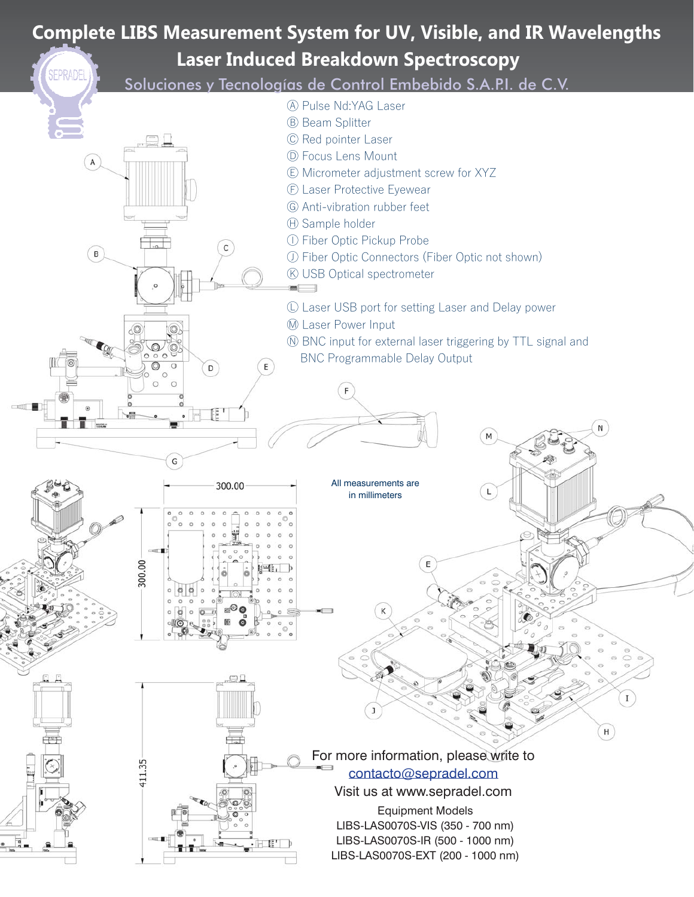# Complete LIBS Measurement System for UV, Visible, and IR Wavelengths

## Laser Induced Breakdown Spectroscopy

Soluciones y Tecnologías de Control Embebido S.A.P.I. de C.V.

- Ⓐ Pulse Nd:YAG Laser
- Ⓑ Beam Splitter
- Ⓒ Red pointer Laser
- Ⓓ Focus Lens Mount
- Ⓔ Micrometer adjustment screw for XYZ
- Ⓕ Laser Protective Eyewear
- Ⓖ Anti-vibration rubber feet
- Ⓗ Sample holder
- Ⓘ Fiber Optic Pickup Probe
- Ⓙ Fiber Optic Connectors (Fiber Optic not shown)
- Ⓚ USB Optical spectrometer
- Ⓛ Laser USB port for setting Laser and Delay power
- Ⓜ Laser Power Input
- Ⓝ BNC input for external laser triggering by TTL signal and BNC Programmable Delay Output

A
B
C
D
E
F
G
H
I
J
K
L
M
N

300.00

300.00

411.35

All measurements are in millimeters

For more information, please write to
contacto@sepradel.com
Visit us at www.sepradel.com

Equipment Models
LIBS-LAS0070S-VIS (350 - 700 nm)
LIBS-LAS0070S-IR (500 - 1000 nm)
LIBS-LAS0070S-EXT (200 - 1000 nm)